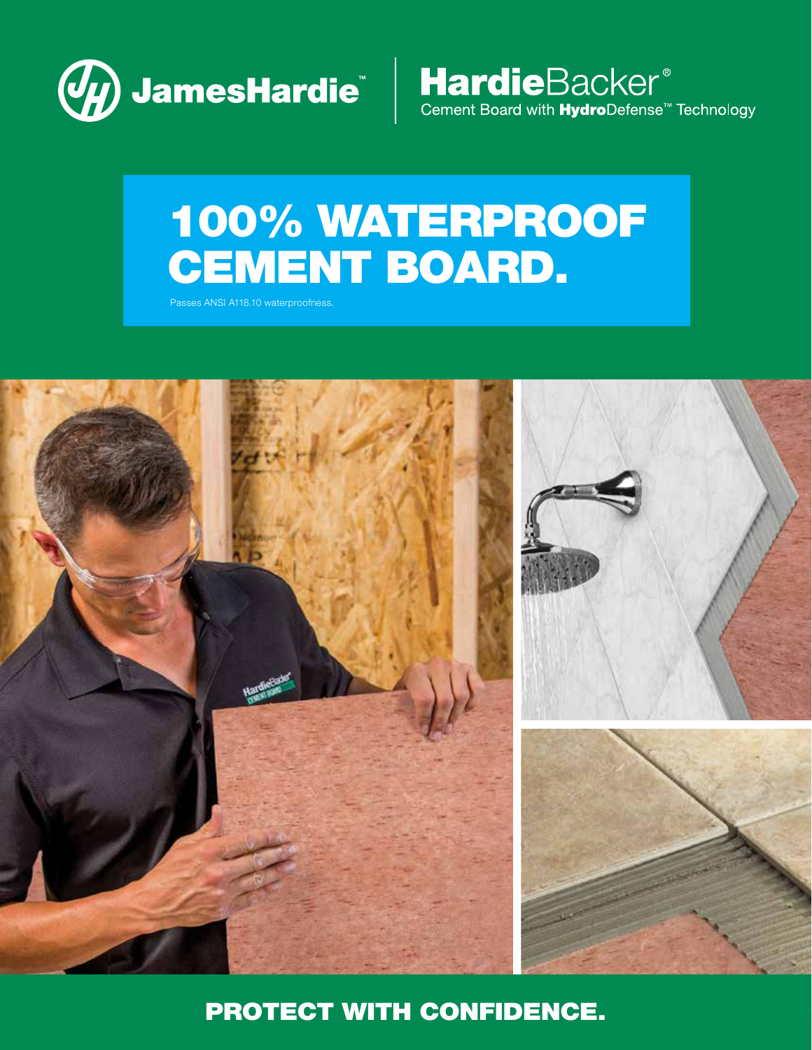JamesHardie™

# HardieBacker®

Cement Board with **Hydro**Defense™ Technology

# 100% WATERPROOF CEMENT BOARD.

Passes ANSI A118.10 waterproofness.

## PROTECT WITH CONFIDENCE.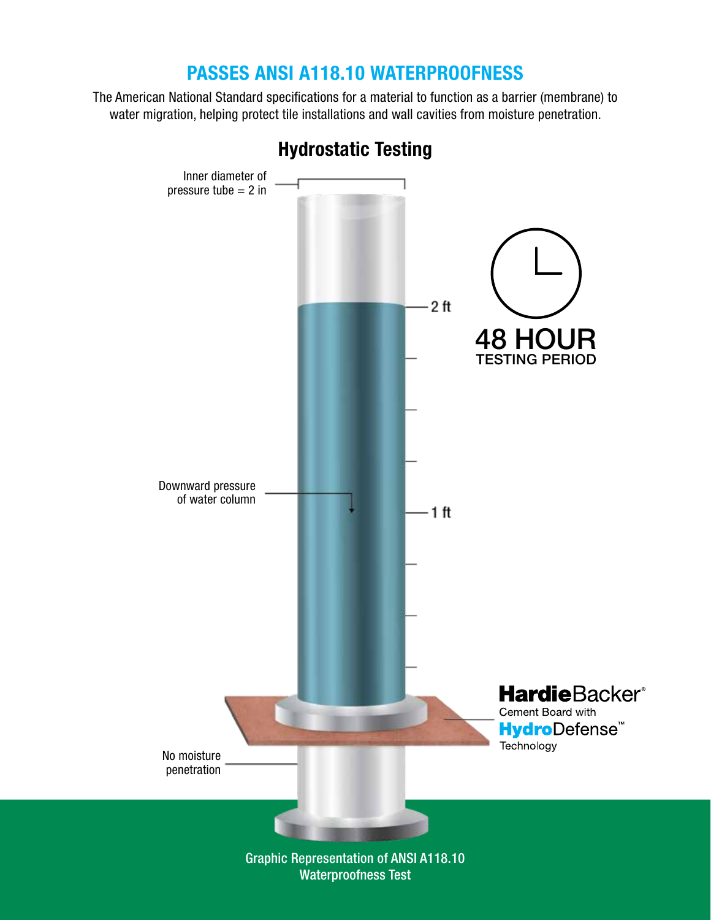# PASSES ANSI A118.10 WATERPROOFNESS

The American National Standard specifications for a material to function as a barrier (membrane) to water migration, helping protect tile installations and wall cavities from moisture penetration.

## Hydrostatic Testing

Inner diameter of pressure tube = 2 in

2 ft

48 HOUR
TESTING PERIOD

Downward pressure of water column

1 ft

**Hardie**Backer®
Cement Board with
**Hydro**Defense™
Technology

No moisture penetration

Graphic Representation of ANSI A118.10 Waterproofness Test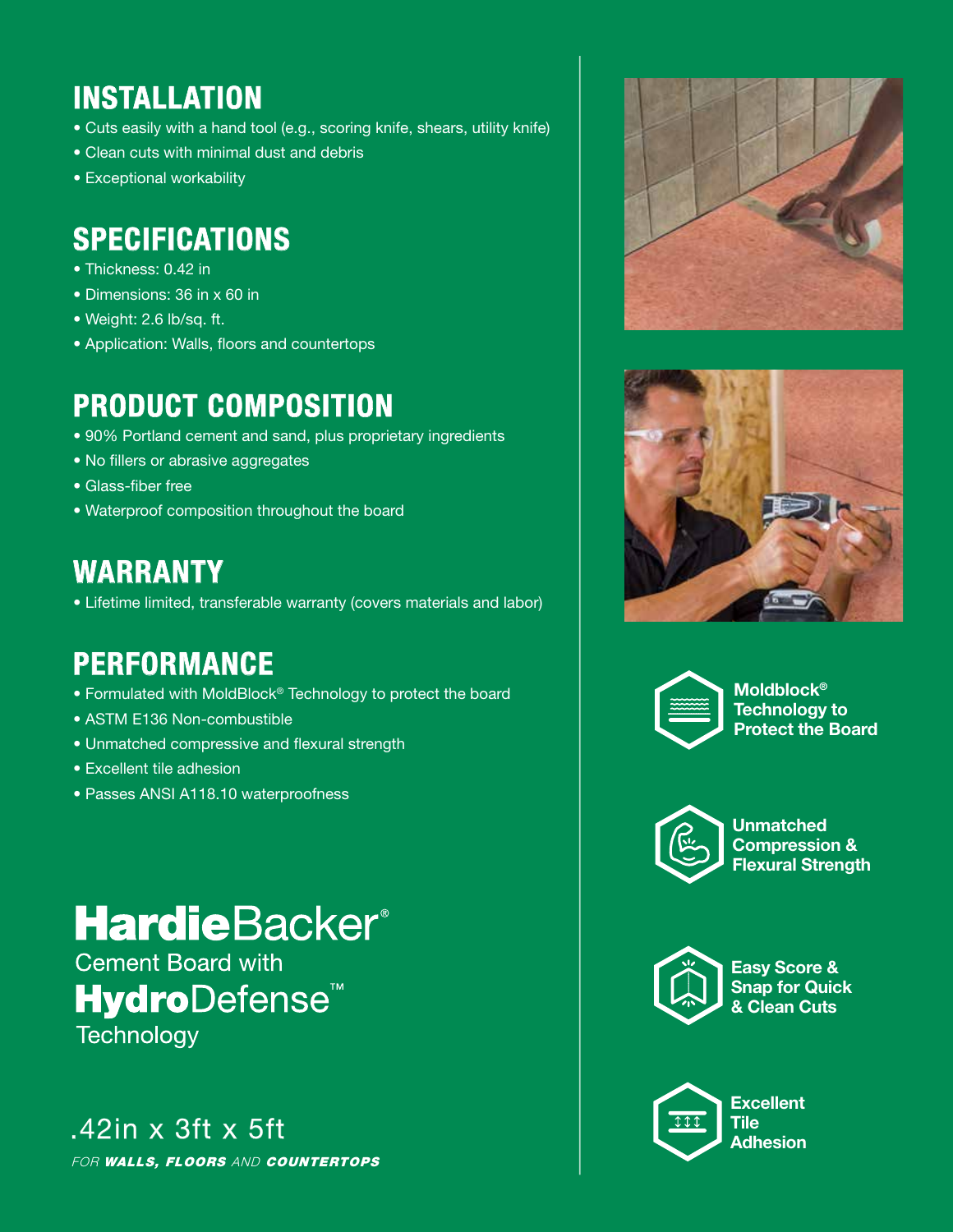## INSTALLATION

- Cuts easily with a hand tool (e.g., scoring knife, shears, utility knife)
- Clean cuts with minimal dust and debris
- Exceptional workability

## SPECIFICATIONS

- Thickness: 0.42 in
- Dimensions: 36 in x 60 in
- Weight: 2.6 lb/sq. ft.
- Application: Walls, floors and countertops

## PRODUCT COMPOSITION

- 90% Portland cement and sand, plus proprietary ingredients
- No fillers or abrasive aggregates
- Glass-fiber free
- Waterproof composition throughout the board

## WARRANTY

- Lifetime limited, transferable warranty (covers materials and labor)

## PERFORMANCE

- Formulated with MoldBlock® Technology to protect the board
- ASTM E136 Non-combustible
- Unmatched compressive and flexural strength
- Excellent tile adhesion
- Passes ANSI A118.10 waterproofness

**Hardie**Backer®
Cement Board with
**Hydro**Defense™
Technology

.42in x 3ft x 5ft

*FOR **WALLS, FLOORS** AND **COUNTERTOPS***

**Moldblock® Technology to Protect the Board**

**Unmatched Compression & Flexural Strength**

**Easy Score & Snap for Quick & Clean Cuts**

**Excellent Tile Adhesion**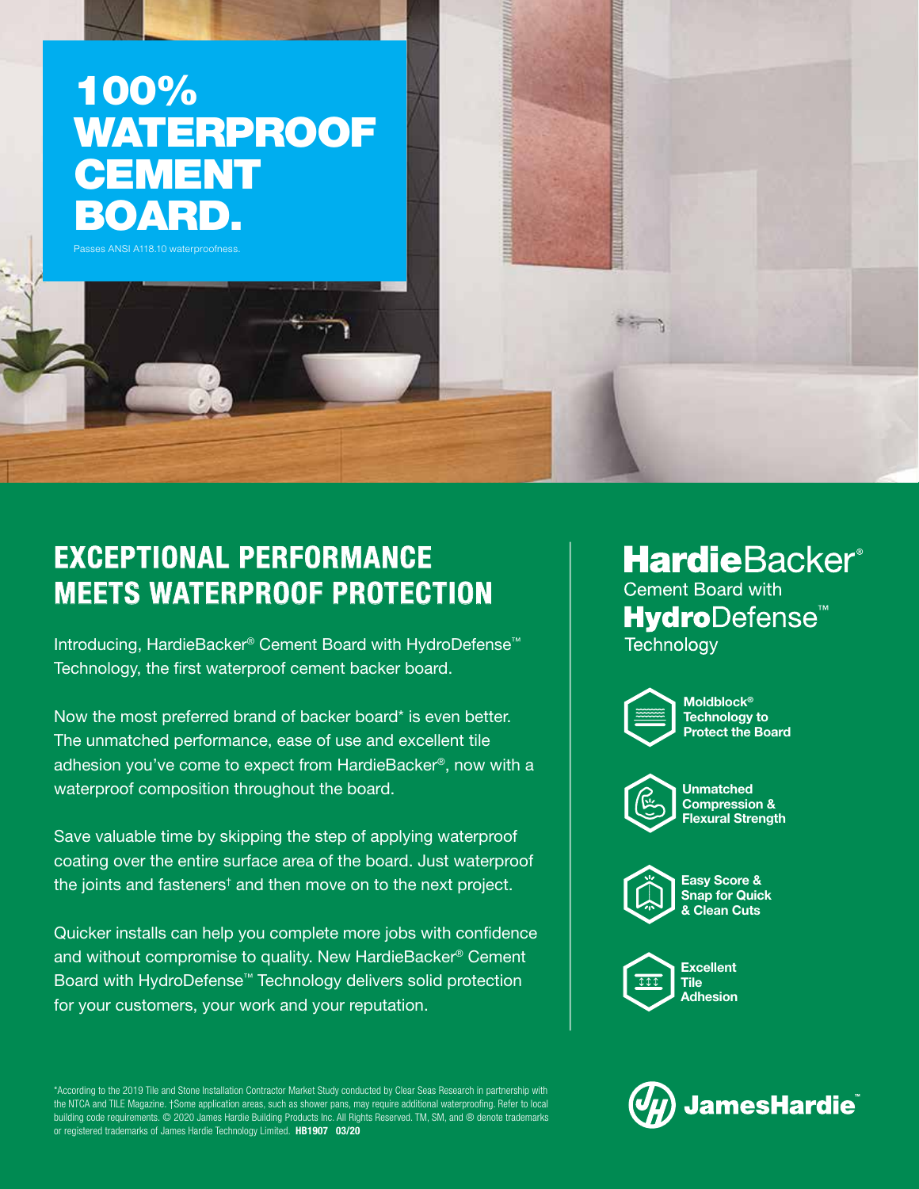# 100% WATERPROOF CEMENT BOARD.

Passes ANSI A118.10 waterproofness.

## EXCEPTIONAL PERFORMANCE MEETS WATERPROOF PROTECTION

Introducing, HardieBacker® Cement Board with HydroDefense™ Technology, the first waterproof cement backer board.

Now the most preferred brand of backer board* is even better. The unmatched performance, ease of use and excellent tile adhesion you've come to expect from HardieBacker®, now with a waterproof composition throughout the board.

Save valuable time by skipping the step of applying waterproof coating over the entire surface area of the board. Just waterproof the joints and fasteners† and then move on to the next project.

Quicker installs can help you complete more jobs with confidence and without compromise to quality. New HardieBacker® Cement Board with HydroDefense™ Technology delivers solid protection for your customers, your work and your reputation.

**HardieBacker®**
Cement Board with
**HydroDefense™**
Technology

- **Moldblock® Technology to Protect the Board**
- **Unmatched Compression & Flexural Strength**
- **Easy Score & Snap for Quick & Clean Cuts**
- **Excellent Tile Adhesion**

*According to the 2019 Tile and Stone Installation Contractor Market Study conducted by Clear Seas Research in partnership with the NTCA and TILE Magazine. †Some application areas, such as shower pans, may require additional waterproofing. Refer to local building code requirements. © 2020 James Hardie Building Products Inc. All Rights Reserved. TM, SM, and ® denote trademarks or registered trademarks of James Hardie Technology Limited. **HB1907 03/20**

**JamesHardie™**